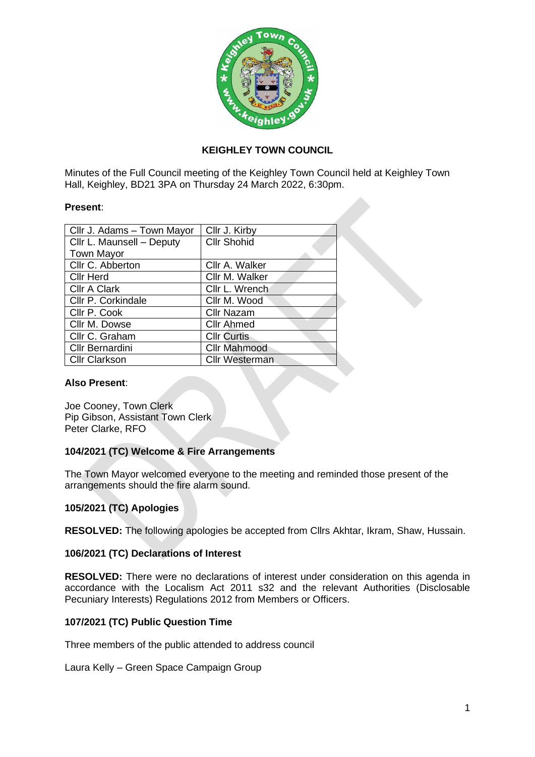# KEIGHLEY TOWN COUNCIL

Minutes of the Full Council meeting of the Keighley Town Council held at Keighley Town Hall, Keighley, BD21 3PA on Thursday 24 March 2022, 6:30pm.

**Present**:

| Cllr J. Adams – Town Mayor | Cllr J. Kirby |
|---|---|
| Cllr L. Maunsell – Deputy Town Mayor | Cllr Shohid |
| Cllr C. Abberton | Cllr A. Walker |
| Cllr Herd | Cllr M. Walker |
| Cllr A Clark | Cllr L. Wrench |
| Cllr P. Corkindale | Cllr M. Wood |
| Cllr P. Cook | Cllr Nazam |
| Cllr M. Dowse | Cllr Ahmed |
| Cllr C. Graham | Cllr Curtis |
| Cllr Bernardini | Cllr Mahmood |
| Cllr Clarkson | Cllr Westerman |

**Also Present**:

Joe Cooney, Town Clerk
Pip Gibson, Assistant Town Clerk
Peter Clarke, RFO

### 104/2021 (TC) Welcome & Fire Arrangements

The Town Mayor welcomed everyone to the meeting and reminded those present of the arrangements should the fire alarm sound.

### 105/2021 (TC) Apologies

**RESOLVED:** The following apologies be accepted from Cllrs Akhtar, Ikram, Shaw, Hussain.

### 106/2021 (TC) Declarations of Interest

**RESOLVED:** There were no declarations of interest under consideration on this agenda in accordance with the Localism Act 2011 s32 and the relevant Authorities (Disclosable Pecuniary Interests) Regulations 2012 from Members or Officers.

### 107/2021 (TC) Public Question Time

Three members of the public attended to address council

Laura Kelly – Green Space Campaign Group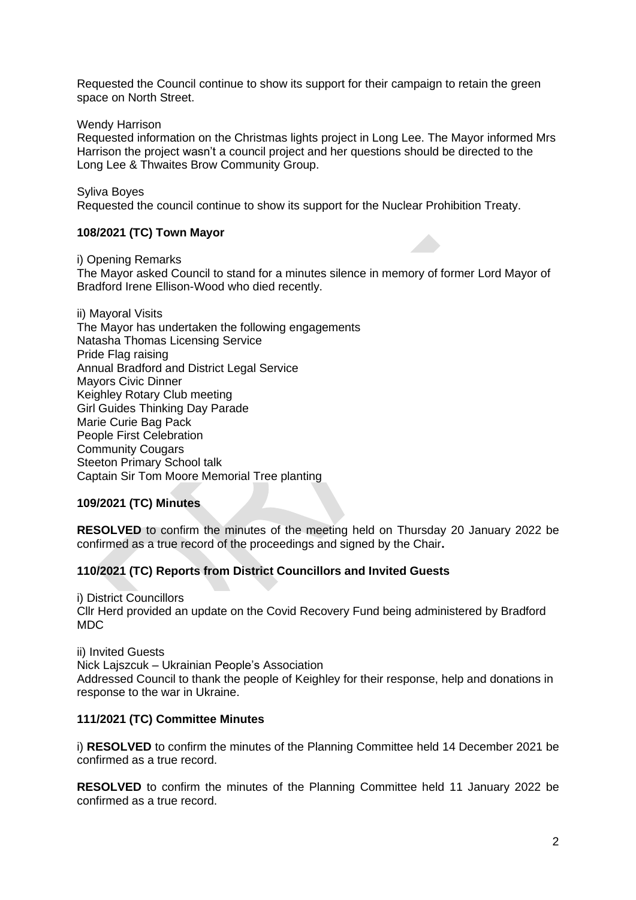Requested the Council continue to show its support for their campaign to retain the green space on North Street.

Wendy Harrison
Requested information on the Christmas lights project in Long Lee. The Mayor informed Mrs Harrison the project wasn't a council project and her questions should be directed to the Long Lee & Thwaites Brow Community Group.

Syliva Boyes
Requested the council continue to show its support for the Nuclear Prohibition Treaty.

**108/2021 (TC) Town Mayor**

i) Opening Remarks
The Mayor asked Council to stand for a minutes silence in memory of former Lord Mayor of Bradford Irene Ellison-Wood who died recently.

ii) Mayoral Visits
The Mayor has undertaken the following engagements
Natasha Thomas Licensing Service
Pride Flag raising
Annual Bradford and District Legal Service
Mayors Civic Dinner
Keighley Rotary Club meeting
Girl Guides Thinking Day Parade
Marie Curie Bag Pack
People First Celebration
Community Cougars
Steeton Primary School talk
Captain Sir Tom Moore Memorial Tree planting

**109/2021 (TC) Minutes**

**RESOLVED** to confirm the minutes of the meeting held on Thursday 20 January 2022 be confirmed as a true record of the proceedings and signed by the Chair**.**

**110/2021 (TC) Reports from District Councillors and Invited Guests**

i) District Councillors
Cllr Herd provided an update on the Covid Recovery Fund being administered by Bradford MDC

ii) Invited Guests
Nick Lajszcuk – Ukrainian People's Association
Addressed Council to thank the people of Keighley for their response, help and donations in response to the war in Ukraine.

**111/2021 (TC) Committee Minutes**

i) **RESOLVED** to confirm the minutes of the Planning Committee held 14 December 2021 be confirmed as a true record.

**RESOLVED** to confirm the minutes of the Planning Committee held 11 January 2022 be confirmed as a true record.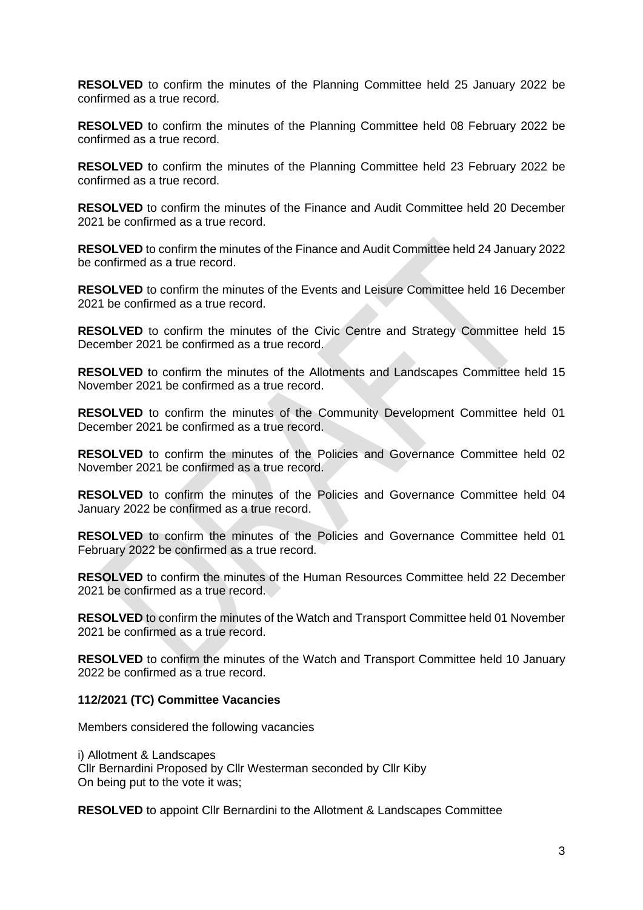**RESOLVED** to confirm the minutes of the Planning Committee held 25 January 2022 be confirmed as a true record.

**RESOLVED** to confirm the minutes of the Planning Committee held 08 February 2022 be confirmed as a true record.

**RESOLVED** to confirm the minutes of the Planning Committee held 23 February 2022 be confirmed as a true record.

**RESOLVED** to confirm the minutes of the Finance and Audit Committee held 20 December 2021 be confirmed as a true record.

**RESOLVED** to confirm the minutes of the Finance and Audit Committee held 24 January 2022 be confirmed as a true record.

**RESOLVED** to confirm the minutes of the Events and Leisure Committee held 16 December 2021 be confirmed as a true record.

**RESOLVED** to confirm the minutes of the Civic Centre and Strategy Committee held 15 December 2021 be confirmed as a true record.

**RESOLVED** to confirm the minutes of the Allotments and Landscapes Committee held 15 November 2021 be confirmed as a true record.

**RESOLVED** to confirm the minutes of the Community Development Committee held 01 December 2021 be confirmed as a true record.

**RESOLVED** to confirm the minutes of the Policies and Governance Committee held 02 November 2021 be confirmed as a true record.

**RESOLVED** to confirm the minutes of the Policies and Governance Committee held 04 January 2022 be confirmed as a true record.

**RESOLVED** to confirm the minutes of the Policies and Governance Committee held 01 February 2022 be confirmed as a true record.

**RESOLVED** to confirm the minutes of the Human Resources Committee held 22 December 2021 be confirmed as a true record.

**RESOLVED** to confirm the minutes of the Watch and Transport Committee held 01 November 2021 be confirmed as a true record.

**RESOLVED** to confirm the minutes of the Watch and Transport Committee held 10 January 2022 be confirmed as a true record.

**112/2021 (TC) Committee Vacancies**

Members considered the following vacancies

i) Allotment & Landscapes
Cllr Bernardini Proposed by Cllr Westerman seconded by Cllr Kiby
On being put to the vote it was;

**RESOLVED** to appoint Cllr Bernardini to the Allotment & Landscapes Committee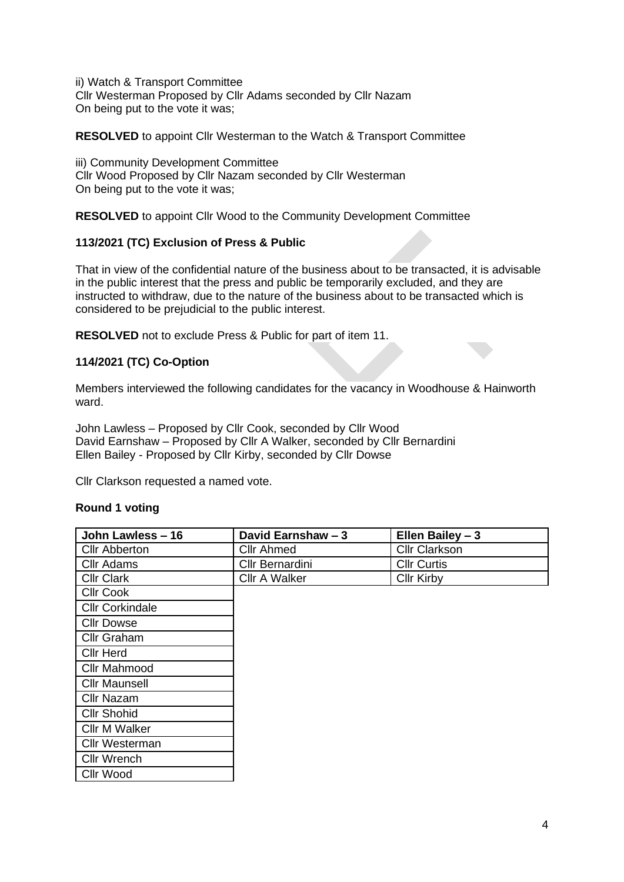ii) Watch & Transport Committee
Cllr Westerman Proposed by Cllr Adams seconded by Cllr Nazam
On being put to the vote it was;

**RESOLVED** to appoint Cllr Westerman to the Watch & Transport Committee

iii) Community Development Committee
Cllr Wood Proposed by Cllr Nazam seconded by Cllr Westerman
On being put to the vote it was;

**RESOLVED** to appoint Cllr Wood to the Community Development Committee

**113/2021 (TC) Exclusion of Press & Public**

That in view of the confidential nature of the business about to be transacted, it is advisable in the public interest that the press and public be temporarily excluded, and they are instructed to withdraw, due to the nature of the business about to be transacted which is considered to be prejudicial to the public interest.

**RESOLVED** not to exclude Press & Public for part of item 11.

**114/2021 (TC) Co-Option**

Members interviewed the following candidates for the vacancy in Woodhouse & Hainworth ward.

John Lawless – Proposed by Cllr Cook, seconded by Cllr Wood
David Earnshaw – Proposed by Cllr A Walker, seconded by Cllr Bernardini
Ellen Bailey - Proposed by Cllr Kirby, seconded by Cllr Dowse

Cllr Clarkson requested a named vote.

**Round 1 voting**

| John Lawless – 16 | David Earnshaw – 3 | Ellen Bailey – 3 |
|---|---|---|
| Cllr Abberton | Cllr Ahmed | Cllr Clarkson |
| Cllr Adams | Cllr Bernardini | Cllr Curtis |
| Cllr Clark | Cllr A Walker | Cllr Kirby |
| Cllr Cook | | |
| Cllr Corkindale | | |
| Cllr Dowse | | |
| Cllr Graham | | |
| Cllr Herd | | |
| Cllr Mahmood | | |
| Cllr Maunsell | | |
| Cllr Nazam | | |
| Cllr Shohid | | |
| Cllr M Walker | | |
| Cllr Westerman | | |
| Cllr Wrench | | |
| Cllr Wood | | |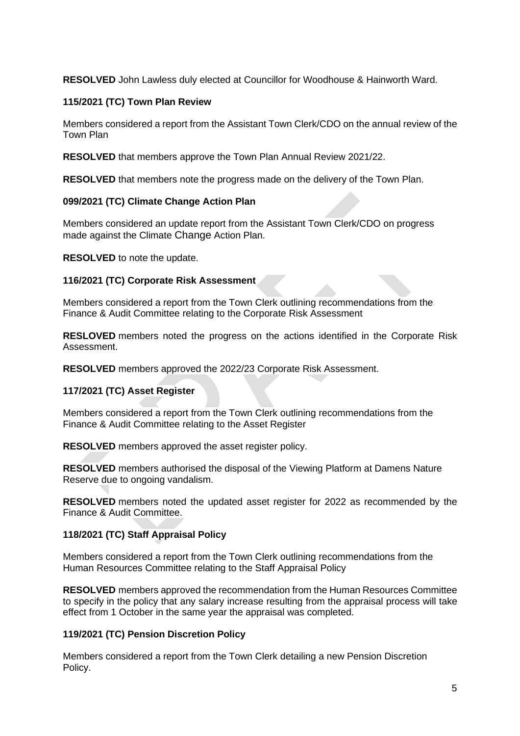**RESOLVED** John Lawless duly elected at Councillor for Woodhouse & Hainworth Ward.

### 115/2021 (TC) Town Plan Review

Members considered a report from the Assistant Town Clerk/CDO on the annual review of the Town Plan

**RESOLVED** that members approve the Town Plan Annual Review 2021/22.

**RESOLVED** that members note the progress made on the delivery of the Town Plan.

### 099/2021 (TC) Climate Change Action Plan

Members considered an update report from the Assistant Town Clerk/CDO on progress made against the Climate Change Action Plan.

**RESOLVED** to note the update.

### 116/2021 (TC) Corporate Risk Assessment

Members considered a report from the Town Clerk outlining recommendations from the Finance & Audit Committee relating to the Corporate Risk Assessment

**RESLOVED** members noted the progress on the actions identified in the Corporate Risk Assessment.

**RESOLVED** members approved the 2022/23 Corporate Risk Assessment.

### 117/2021 (TC) Asset Register

Members considered a report from the Town Clerk outlining recommendations from the Finance & Audit Committee relating to the Asset Register

**RESOLVED** members approved the asset register policy.

**RESOLVED** members authorised the disposal of the Viewing Platform at Damens Nature Reserve due to ongoing vandalism.

**RESOLVED** members noted the updated asset register for 2022 as recommended by the Finance & Audit Committee.

### 118/2021 (TC) Staff Appraisal Policy

Members considered a report from the Town Clerk outlining recommendations from the Human Resources Committee relating to the Staff Appraisal Policy

**RESOLVED** members approved the recommendation from the Human Resources Committee to specify in the policy that any salary increase resulting from the appraisal process will take effect from 1 October in the same year the appraisal was completed.

### 119/2021 (TC) Pension Discretion Policy

Members considered a report from the Town Clerk detailing a new Pension Discretion Policy.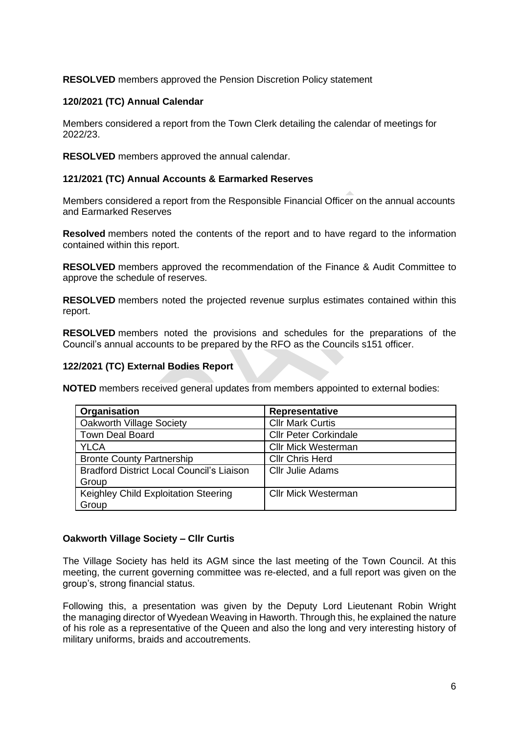**RESOLVED** members approved the Pension Discretion Policy statement

### 120/2021 (TC) Annual Calendar

Members considered a report from the Town Clerk detailing the calendar of meetings for 2022/23.

**RESOLVED** members approved the annual calendar.

### 121/2021 (TC) Annual Accounts & Earmarked Reserves

Members considered a report from the Responsible Financial Officer on the annual accounts and Earmarked Reserves

**Resolved** members noted the contents of the report and to have regard to the information contained within this report.

**RESOLVED** members approved the recommendation of the Finance & Audit Committee to approve the schedule of reserves.

**RESOLVED** members noted the projected revenue surplus estimates contained within this report.

**RESOLVED** members noted the provisions and schedules for the preparations of the Council's annual accounts to be prepared by the RFO as the Councils s151 officer.

### 122/2021 (TC) External Bodies Report

**NOTED** members received general updates from members appointed to external bodies:

| Organisation | Representative |
|---|---|
| Oakworth Village Society | Cllr Mark Curtis |
| Town Deal Board | Cllr Peter Corkindale |
| YLCA | Cllr Mick Westerman |
| Bronte County Partnership | Cllr Chris Herd |
| Bradford District Local Council's Liaison Group | Cllr Julie Adams |
| Keighley Child Exploitation Steering Group | Cllr Mick Westerman |

**Oakworth Village Society – Cllr Curtis**

The Village Society has held its AGM since the last meeting of the Town Council. At this meeting, the current governing committee was re-elected, and a full report was given on the group's, strong financial status.

Following this, a presentation was given by the Deputy Lord Lieutenant Robin Wright the managing director of Wyedean Weaving in Haworth. Through this, he explained the nature of his role as a representative of the Queen and also the long and very interesting history of military uniforms, braids and accoutrements.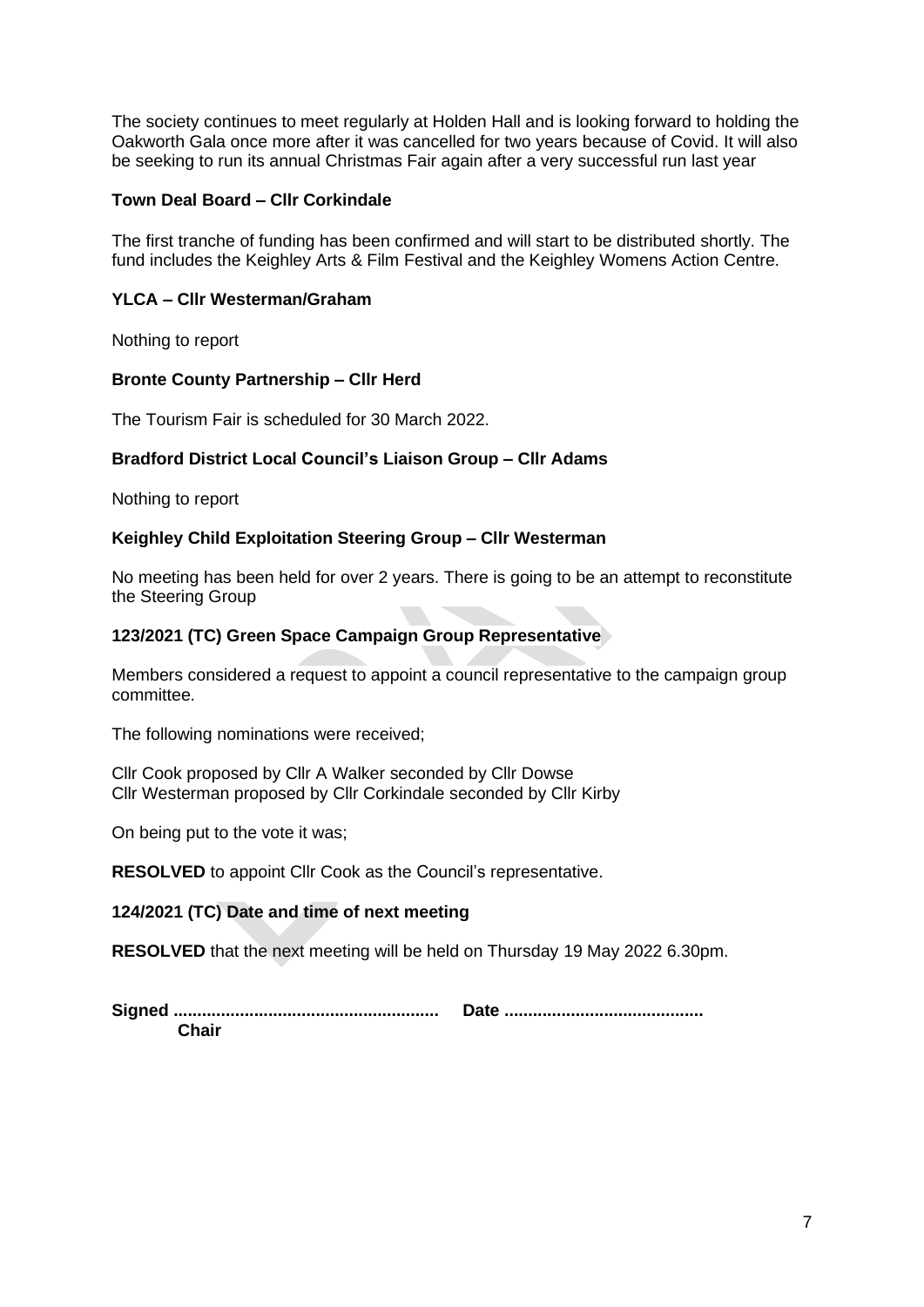The society continues to meet regularly at Holden Hall and is looking forward to holding the Oakworth Gala once more after it was cancelled for two years because of Covid. It will also be seeking to run its annual Christmas Fair again after a very successful run last year

**Town Deal Board – Cllr Corkindale**

The first tranche of funding has been confirmed and will start to be distributed shortly. The fund includes the Keighley Arts & Film Festival and the Keighley Womens Action Centre.

**YLCA – Cllr Westerman/Graham**

Nothing to report

**Bronte County Partnership – Cllr Herd**

The Tourism Fair is scheduled for 30 March 2022.

**Bradford District Local Council's Liaison Group – Cllr Adams**

Nothing to report

**Keighley Child Exploitation Steering Group – Cllr Westerman**

No meeting has been held for over 2 years. There is going to be an attempt to reconstitute the Steering Group

**123/2021 (TC) Green Space Campaign Group Representative**

Members considered a request to appoint a council representative to the campaign group committee.

The following nominations were received;

Cllr Cook proposed by Cllr A Walker seconded by Cllr Dowse
Cllr Westerman proposed by Cllr Corkindale seconded by Cllr Kirby

On being put to the vote it was;

**RESOLVED** to appoint Cllr Cook as the Council's representative.

**124/2021 (TC) Date and time of next meeting**

**RESOLVED** that the next meeting will be held on Thursday 19 May 2022 6.30pm.

**Signed ....................................................... Date .........................................**
**Chair**